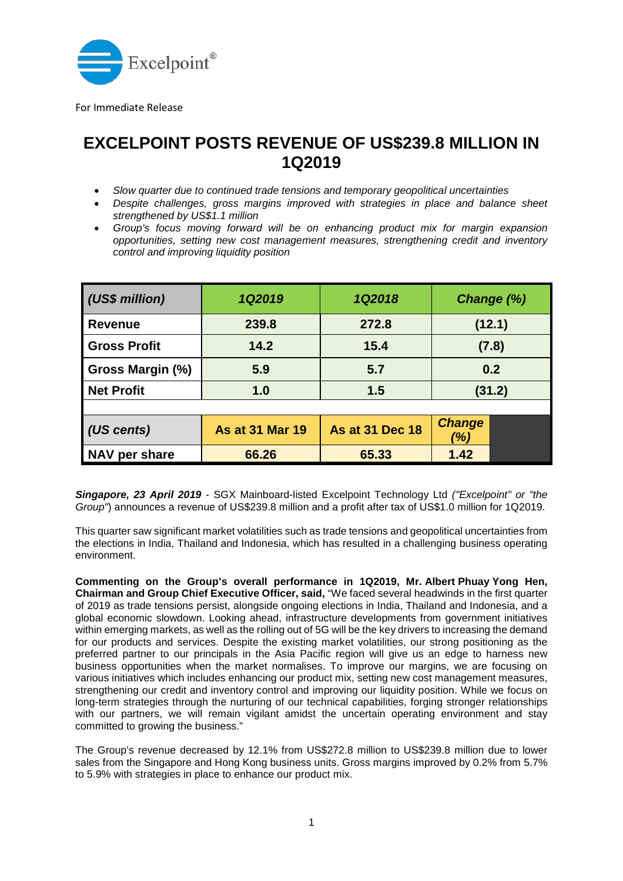Excelpoint®

For Immediate Release

# EXCELPOINT POSTS REVENUE OF US$239.8 MILLION IN 1Q2019

- *Slow quarter due to continued trade tensions and temporary geopolitical uncertainties*
- *Despite challenges, gross margins improved with strategies in place and balance sheet strengthened by US$1.1 million*
- *Group's focus moving forward will be on enhancing product mix for margin expansion opportunities, setting new cost management measures, strengthening credit and inventory control and improving liquidity position*

| *(US$ million)* | *1Q2019* | *1Q2018* | *Change (%)* |
|---|---|---|---|
| **Revenue** | **239.8** | **272.8** | **(12.1)** |
| **Gross Profit** | **14.2** | **15.4** | **(7.8)** |
| **Gross Margin (%)** | **5.9** | **5.7** | **0.2** |
| **Net Profit** | **1.0** | **1.5** | **(31.2)** |
| | | | |
| *(US cents)* | **As at 31 Mar 19** | **As at 31 Dec 18** | ***Change (%)*** |
| **NAV per share** | **66.26** | **65.33** | **1.42** |

***Singapore, 23 April 2019*** - SGX Mainboard-listed Excelpoint Technology Ltd *("Excelpoint" or "the Group"*) announces a revenue of US$239.8 million and a profit after tax of US$1.0 million for 1Q2019.

This quarter saw significant market volatilities such as trade tensions and geopolitical uncertainties from the elections in India, Thailand and Indonesia, which has resulted in a challenging business operating environment.

**Commenting on the Group's overall performance in 1Q2019, Mr. Albert Phuay Yong Hen, Chairman and Group Chief Executive Officer, said,** "We faced several headwinds in the first quarter of 2019 as trade tensions persist, alongside ongoing elections in India, Thailand and Indonesia, and a global economic slowdown. Looking ahead, infrastructure developments from government initiatives within emerging markets, as well as the rolling out of 5G will be the key drivers to increasing the demand for our products and services. Despite the existing market volatilities, our strong positioning as the preferred partner to our principals in the Asia Pacific region will give us an edge to harness new business opportunities when the market normalises. To improve our margins, we are focusing on various initiatives which includes enhancing our product mix, setting new cost management measures, strengthening our credit and inventory control and improving our liquidity position. While we focus on long-term strategies through the nurturing of our technical capabilities, forging stronger relationships with our partners, we will remain vigilant amidst the uncertain operating environment and stay committed to growing the business."

The Group's revenue decreased by 12.1% from US$272.8 million to US$239.8 million due to lower sales from the Singapore and Hong Kong business units. Gross margins improved by 0.2% from 5.7% to 5.9% with strategies in place to enhance our product mix.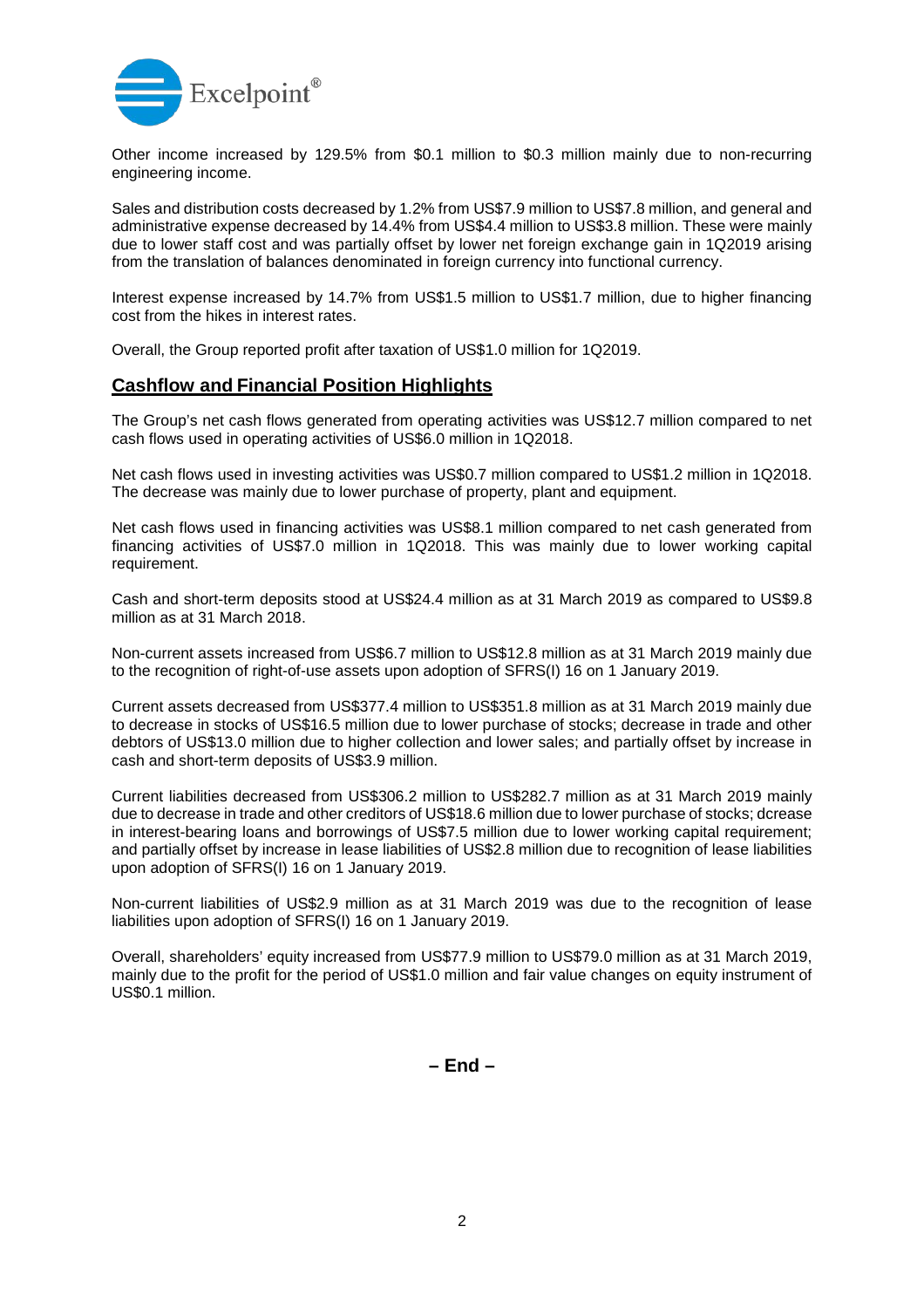Other income increased by 129.5% from $0.1 million to $0.3 million mainly due to non-recurring engineering income.

Sales and distribution costs decreased by 1.2% from US$7.9 million to US$7.8 million, and general and administrative expense decreased by 14.4% from US$4.4 million to US$3.8 million. These were mainly due to lower staff cost and was partially offset by lower net foreign exchange gain in 1Q2019 arising from the translation of balances denominated in foreign currency into functional currency.

Interest expense increased by 14.7% from US$1.5 million to US$1.7 million, due to higher financing cost from the hikes in interest rates.

Overall, the Group reported profit after taxation of US$1.0 million for 1Q2019.

## Cashflow and Financial Position Highlights

The Group's net cash flows generated from operating activities was US$12.7 million compared to net cash flows used in operating activities of US$6.0 million in 1Q2018.

Net cash flows used in investing activities was US$0.7 million compared to US$1.2 million in 1Q2018. The decrease was mainly due to lower purchase of property, plant and equipment.

Net cash flows used in financing activities was US$8.1 million compared to net cash generated from financing activities of US$7.0 million in 1Q2018. This was mainly due to lower working capital requirement.

Cash and short-term deposits stood at US$24.4 million as at 31 March 2019 as compared to US$9.8 million as at 31 March 2018.

Non-current assets increased from US$6.7 million to US$12.8 million as at 31 March 2019 mainly due to the recognition of right-of-use assets upon adoption of SFRS(I) 16 on 1 January 2019.

Current assets decreased from US$377.4 million to US$351.8 million as at 31 March 2019 mainly due to decrease in stocks of US$16.5 million due to lower purchase of stocks; decrease in trade and other debtors of US$13.0 million due to higher collection and lower sales; and partially offset by increase in cash and short-term deposits of US$3.9 million.

Current liabilities decreased from US$306.2 million to US$282.7 million as at 31 March 2019 mainly due to decrease in trade and other creditors of US$18.6 million due to lower purchase of stocks; dcrease in interest-bearing loans and borrowings of US$7.5 million due to lower working capital requirement; and partially offset by increase in lease liabilities of US$2.8 million due to recognition of lease liabilities upon adoption of SFRS(I) 16 on 1 January 2019.

Non-current liabilities of US$2.9 million as at 31 March 2019 was due to the recognition of lease liabilities upon adoption of SFRS(I) 16 on 1 January 2019.

Overall, shareholders' equity increased from US$77.9 million to US$79.0 million as at 31 March 2019, mainly due to the profit for the period of US$1.0 million and fair value changes on equity instrument of US$0.1 million.

**– End –**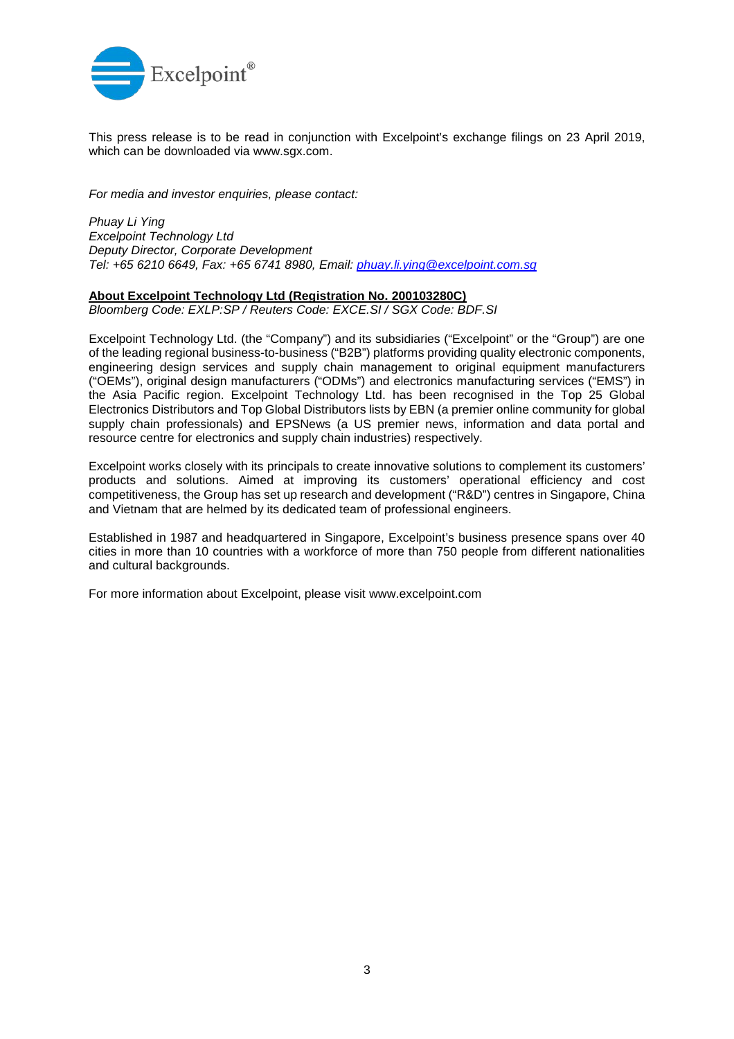This press release is to be read in conjunction with Excelpoint's exchange filings on 23 April 2019, which can be downloaded via www.sgx.com.

*For media and investor enquiries, please contact:*

*Phuay Li Ying*
*Excelpoint Technology Ltd*
*Deputy Director, Corporate Development*
*Tel: +65 6210 6649, Fax: +65 6741 8980, Email: phuay.li.ying@excelpoint.com.sg*

**About Excelpoint Technology Ltd (Registration No. 200103280C)**
*Bloomberg Code: EXLP:SP / Reuters Code: EXCE.SI / SGX Code: BDF.SI*

Excelpoint Technology Ltd. (the "Company") and its subsidiaries ("Excelpoint" or the "Group") are one of the leading regional business-to-business ("B2B") platforms providing quality electronic components, engineering design services and supply chain management to original equipment manufacturers ("OEMs"), original design manufacturers ("ODMs") and electronics manufacturing services ("EMS") in the Asia Pacific region. Excelpoint Technology Ltd. has been recognised in the Top 25 Global Electronics Distributors and Top Global Distributors lists by EBN (a premier online community for global supply chain professionals) and EPSNews (a US premier news, information and data portal and resource centre for electronics and supply chain industries) respectively.

Excelpoint works closely with its principals to create innovative solutions to complement its customers' products and solutions. Aimed at improving its customers' operational efficiency and cost competitiveness, the Group has set up research and development ("R&D") centres in Singapore, China and Vietnam that are helmed by its dedicated team of professional engineers.

Established in 1987 and headquartered in Singapore, Excelpoint's business presence spans over 40 cities in more than 10 countries with a workforce of more than 750 people from different nationalities and cultural backgrounds.

For more information about Excelpoint, please visit www.excelpoint.com